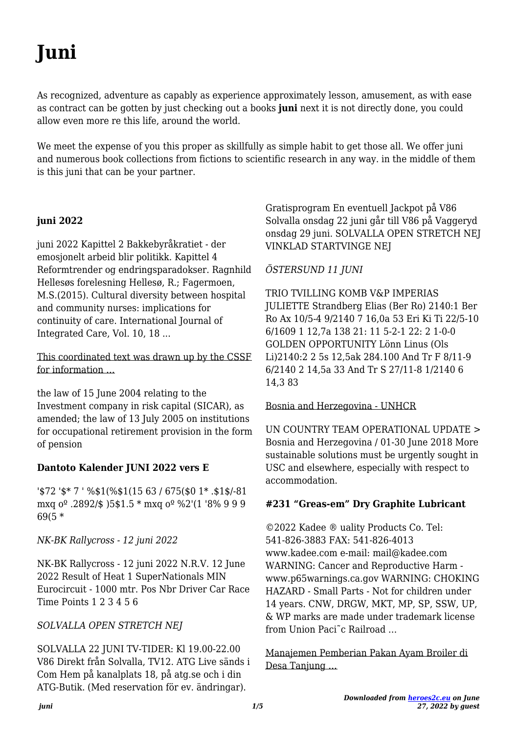# Juni

As recognized, adventure as capably as experience approximately lesson, amusement, as with ease as contract can be gotten by just checking out a books **juni** next it is not directly done, you could allow even more re this life, around the world.

We meet the expense of you this proper as skillfully as simple habit to get those all. We offer juni and numerous book collections from fictions to scientific research in any way. in the middle of them is this juni that can be your partner.

### juni 2022

juni 2022 Kapittel 2 Bakkebyråkratiet - der emosjonelt arbeid blir politikk. Kapittel 4 Reformtrender og endringsparadokser. Ragnhild Hellesøs forelesning Hellesø, R.; Fagermoen, M.S.(2015). Cultural diversity between hospital and community nurses: implications for continuity of care. International Journal of Integrated Care, Vol. 10, 18 ...

This coordinated text was drawn up by the CSSF for information …

the law of 15 June 2004 relating to the Investment company in risk capital (SICAR), as amended; the law of 13 July 2005 on institutions for occupational retirement provision in the form of pension

### Dantoto Kalender JUNI 2022 vers E

'$72 '$* 7 ' %$1(%$1(15 63 / 675($0 1* .$1$/-81 mxq oº .2892/$ )5$1.5 * mxq oº %2'(1 '8% 9 9 9 69(5 *

*NK-BK Rallycross - 12 juni 2022*

NK-BK Rallycross - 12 juni 2022 N.R.V. 12 June 2022 Result of Heat 1 SuperNationals MIN Eurocircuit - 1000 mtr. Pos Nbr Driver Car Race Time Points 1 2 3 4 5 6

*SOLVALLA OPEN STRETCH NEJ*

SOLVALLA 22 JUNI TV-TIDER: Kl 19.00-22.00 V86 Direkt från Solvalla, TV12. ATG Live sänds i Com Hem på kanalplats 18, på atg.se och i din ATG-Butik. (Med reservation för ev. ändringar). Gratisprogram En eventuell Jackpot på V86 Solvalla onsdag 22 juni går till V86 på Vaggeryd onsdag 29 juni. SOLVALLA OPEN STRETCH NEJ VINKLAD STARTVINGE NEJ

*ÖSTERSUND 11 JUNI*

TRIO TVILLING KOMB V&P IMPERIAS JULIETTE Strandberg Elias (Ber Ro) 2140:1 Ber Ro Ax 10/5-4 9/2140 7 16,0a 53 Eri Ki Ti 22/5-10 6/1609 1 12,7a 138 21: 11 5-2-1 22: 2 1-0-0 GOLDEN OPPORTUNITY Lönn Linus (Ols Li)2140:2 2 5s 12,5ak 284.100 And Tr F 8/11-9 6/2140 2 14,5a 33 And Tr S 27/11-8 1/2140 6 14,3 83

Bosnia and Herzegovina - UNHCR

UN COUNTRY TEAM OPERATIONAL UPDATE > Bosnia and Herzegovina / 01-30 June 2018 More sustainable solutions must be urgently sought in USC and elsewhere, especially with respect to accommodation.

### #231 "Greas-em" Dry Graphite Lubricant

©2022 Kadee ® uality Products Co. Tel: 541-826-3883 FAX: 541-826-4013 www.kadee.com e-mail: mail@kadee.com WARNING: Cancer and Reproductive Harm - www.p65warnings.ca.gov WARNING: CHOKING HAZARD - Small Parts - Not for children under 14 years. CNW, DRGW, MKT, MP, SP, SSW, UP, & WP marks are made under trademark license from Union Paci˜c Railroad …

Manajemen Pemberian Pakan Ayam Broiler di Desa Tanjung …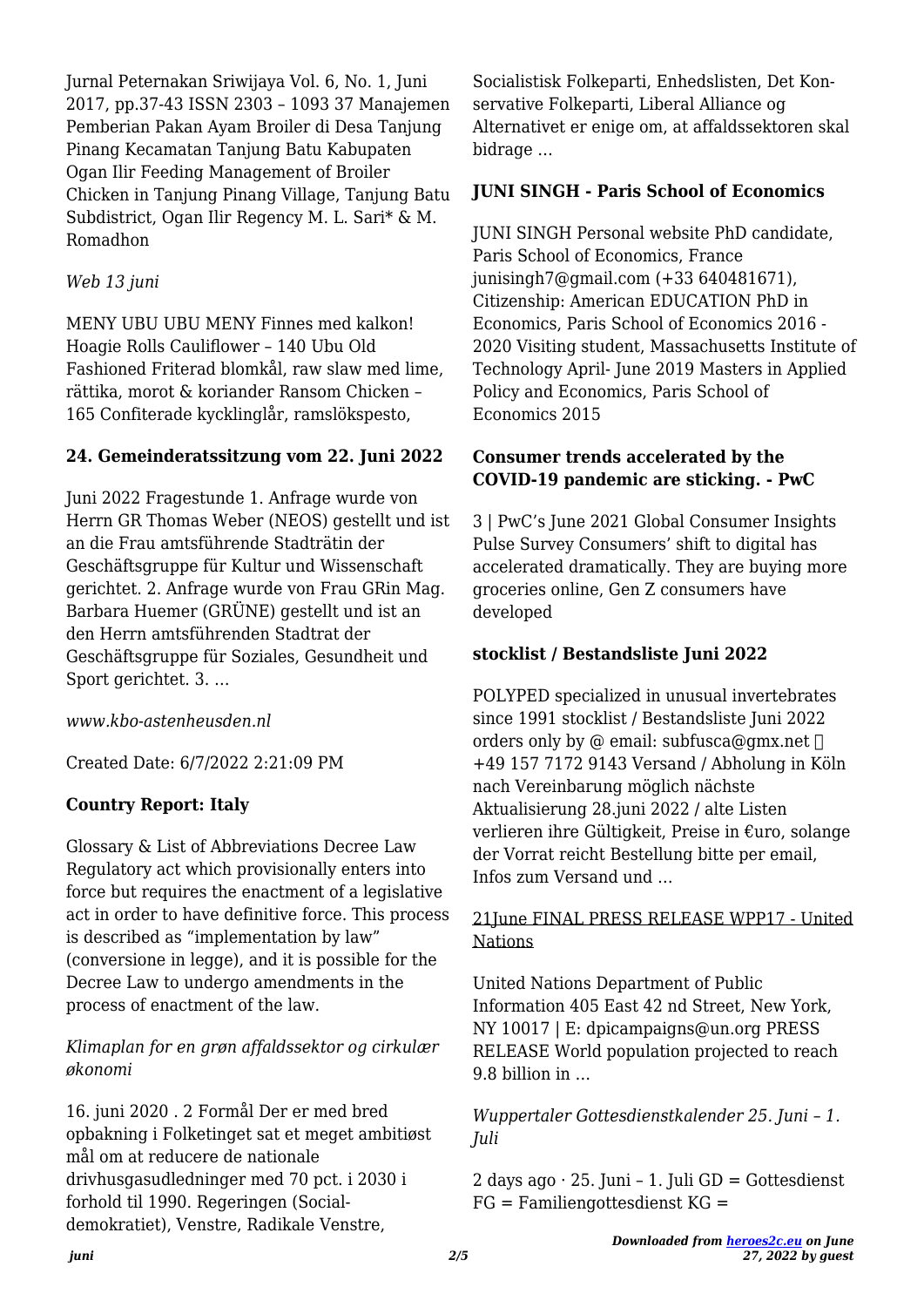Jurnal Peternakan Sriwijaya Vol. 6, No. 1, Juni 2017, pp.37-43 ISSN 2303 – 1093 37 Manajemen Pemberian Pakan Ayam Broiler di Desa Tanjung Pinang Kecamatan Tanjung Batu Kabupaten Ogan Ilir Feeding Management of Broiler Chicken in Tanjung Pinang Village, Tanjung Batu Subdistrict, Ogan Ilir Regency M. L. Sari* & M. Romadhon

*Web 13 juni*

MENY UBU UBU MENY Finnes med kalkon! Hoagie Rolls Cauliflower – 140 Ubu Old Fashioned Friterad blomkål, raw slaw med lime, rättika, morot & koriander Ransom Chicken – 165 Confiterade kycklinglår, ramslökspesto,

**24. Gemeinderatssitzung vom 22. Juni 2022**

Juni 2022 Fragestunde 1. Anfrage wurde von Herrn GR Thomas Weber (NEOS) gestellt und ist an die Frau amtsführende Stadträtin der Geschäftsgruppe für Kultur und Wissenschaft gerichtet. 2. Anfrage wurde von Frau GRin Mag. Barbara Huemer (GRÜNE) gestellt und ist an den Herrn amtsführenden Stadtrat der Geschäftsgruppe für Soziales, Gesundheit und Sport gerichtet. 3. …

*www.kbo-astenheusden.nl*

Created Date: 6/7/2022 2:21:09 PM

**Country Report: Italy**

Glossary & List of Abbreviations Decree Law Regulatory act which provisionally enters into force but requires the enactment of a legislative act in order to have definitive force. This process is described as "implementation by law" (conversione in legge), and it is possible for the Decree Law to undergo amendments in the process of enactment of the law.

*Klimaplan for en grøn affaldssektor og cirkulær økonomi*

16. juni 2020 . 2 Formål Der er med bred opbakning i Folketinget sat et meget ambitiøst mål om at reducere de nationale drivhusgasudledninger med 70 pct. i 2030 i forhold til 1990. Regeringen (Socialdemokratiet), Venstre, Radikale Venstre, Socialistisk Folkeparti, Enhedslisten, Det Konservative Folkeparti, Liberal Alliance og Alternativet er enige om, at affaldssektoren skal bidrage …

**JUNI SINGH - Paris School of Economics**

JUNI SINGH Personal website PhD candidate, Paris School of Economics, France junisingh7@gmail.com (+33 640481671), Citizenship: American EDUCATION PhD in Economics, Paris School of Economics 2016 - 2020 Visiting student, Massachusetts Institute of Technology April- June 2019 Masters in Applied Policy and Economics, Paris School of Economics 2015

**Consumer trends accelerated by the COVID-19 pandemic are sticking. - PwC**

3 | PwC's June 2021 Global Consumer Insights Pulse Survey Consumers' shift to digital has accelerated dramatically. They are buying more groceries online, Gen Z consumers have developed

**stocklist / Bestandsliste Juni 2022**

POLYPED specialized in unusual invertebrates since 1991 stocklist / Bestandsliste Juni 2022 orders only by @ email: subfusca@gmx.net  +49 157 7172 9143 Versand / Abholung in Köln nach Vereinbarung möglich nächste Aktualisierung 28.juni 2022 / alte Listen verlieren ihre Gültigkeit, Preise in €uro, solange der Vorrat reicht Bestellung bitte per email, Infos zum Versand und …

21June FINAL PRESS RELEASE WPP17 - United Nations

United Nations Department of Public Information 405 East 42 nd Street, New York, NY 10017 | E: dpicampaigns@un.org PRESS RELEASE World population projected to reach 9.8 billion in …

*Wuppertaler Gottesdienstkalender 25. Juni – 1. Juli*

2 days ago · 25. Juni – 1. Juli GD = Gottesdienst FG = Familiengottesdienst KG =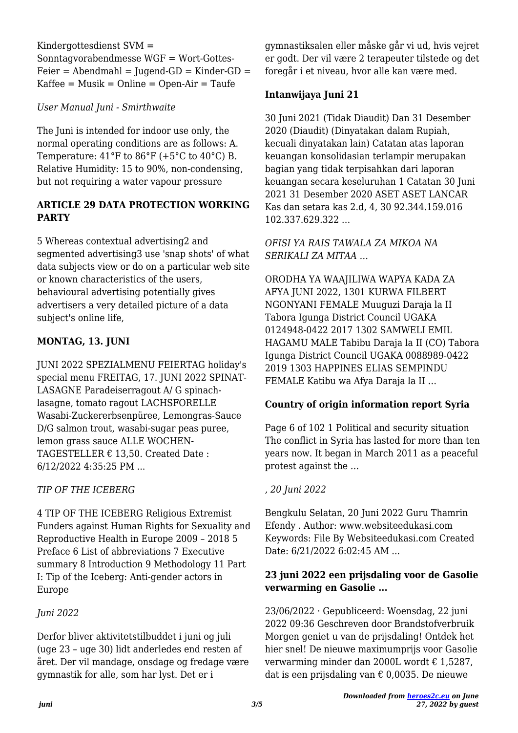Kindergottesdienst SVM = Sonntagvorabendmesse WGF = Wort-Gottes-Feier = Abendmahl = Jugend-GD = Kinder-GD = Kaffee = Musik = Online = Open-Air = Taufe

*User Manual Juni - Smirthwaite*

The Juni is intended for indoor use only, the normal operating conditions are as follows: A. Temperature: 41°F to 86°F (+5°C to 40°C) B. Relative Humidity: 15 to 90%, non-condensing, but not requiring a water vapour pressure

### ARTICLE 29 DATA PROTECTION WORKING PARTY

5 Whereas contextual advertising2 and segmented advertising3 use 'snap shots' of what data subjects view or do on a particular web site or known characteristics of the users, behavioural advertising potentially gives advertisers a very detailed picture of a data subject's online life,

### MONTAG, 13. JUNI

JUNI 2022 SPEZIALMENU FEIERTAG holiday's special menu FREITAG, 17. JUNI 2022 SPINAT-LASAGNE Paradeiserragout A/ G spinach-lasagne, tomato ragout LACHSFORELLE Wasabi-Zuckererbsenpüree, Lemongras-Sauce D/G salmon trout, wasabi-sugar peas puree, lemon grass sauce ALLE WOCHEN-TAGESTELLER € 13,50. Created Date : 6/12/2022 4:35:25 PM ...

*TIP OF THE ICEBERG*

4 TIP OF THE ICEBERG Religious Extremist Funders against Human Rights for Sexuality and Reproductive Health in Europe 2009 – 2018 5 Preface 6 List of abbreviations 7 Executive summary 8 Introduction 9 Methodology 11 Part I: Tip of the Iceberg: Anti-gender actors in Europe

*Juni 2022*

Derfor bliver aktivitetstilbuddet i juni og juli (uge 23 – uge 30) lidt anderledes end resten af året. Der vil mandage, onsdage og fredage være gymnastik for alle, som har lyst. Det er i gymnastiksalen eller måske går vi ud, hvis vejret er godt. Der vil være 2 terapeuter tilstede og det foregår i et niveau, hvor alle kan være med.

### Intanwijaya Juni 21

30 Juni 2021 (Tidak Diaudit) Dan 31 Desember 2020 (Diaudit) (Dinyatakan dalam Rupiah, kecuali dinyatakan lain) Catatan atas laporan keuangan konsolidasian terlampir merupakan bagian yang tidak terpisahkan dari laporan keuangan secara keseluruhan 1 Catatan 30 Juni 2021 31 Desember 2020 ASET ASET LANCAR Kas dan setara kas 2.d, 4, 30 92.344.159.016 102.337.629.322 …

*OFISI YA RAIS TAWALA ZA MIKOA NA SERIKALI ZA MITAA …*

ORODHA YA WAAJILIWA WAPYA KADA ZA AFYA JUNI 2022, 1301 KURWA FILBERT NGONYANI FEMALE Muuguzi Daraja la II Tabora Igunga District Council UGAKA 0124948-0422 2017 1302 SAMWELI EMIL HAGAMU MALE Tabibu Daraja la II (CO) Tabora Igunga District Council UGAKA 0088989-0422 2019 1303 HAPPINES ELIAS SEMPINDU FEMALE Katibu wa Afya Daraja la II …

### Country of origin information report Syria

Page 6 of 102 1 Political and security situation The conflict in Syria has lasted for more than ten years now. It began in March 2011 as a peaceful protest against the …

*, 20 Juni 2022*

Bengkulu Selatan, 20 Juni 2022 Guru Thamrin Efendy . Author: www.websiteedukasi.com Keywords: File By Websiteedukasi.com Created Date: 6/21/2022 6:02:45 AM ...

### 23 juni 2022 een prijsdaling voor de Gasolie verwarming en Gasolie …

23/06/2022 · Gepubliceerd: Woensdag, 22 juni 2022 09:36 Geschreven door Brandstofverbruik Morgen geniet u van de prijsdaling! Ontdek het hier snel! De nieuwe maximumprijs voor Gasolie verwarming minder dan 2000L wordt € 1,5287, dat is een prijsdaling van € 0,0035. De nieuwe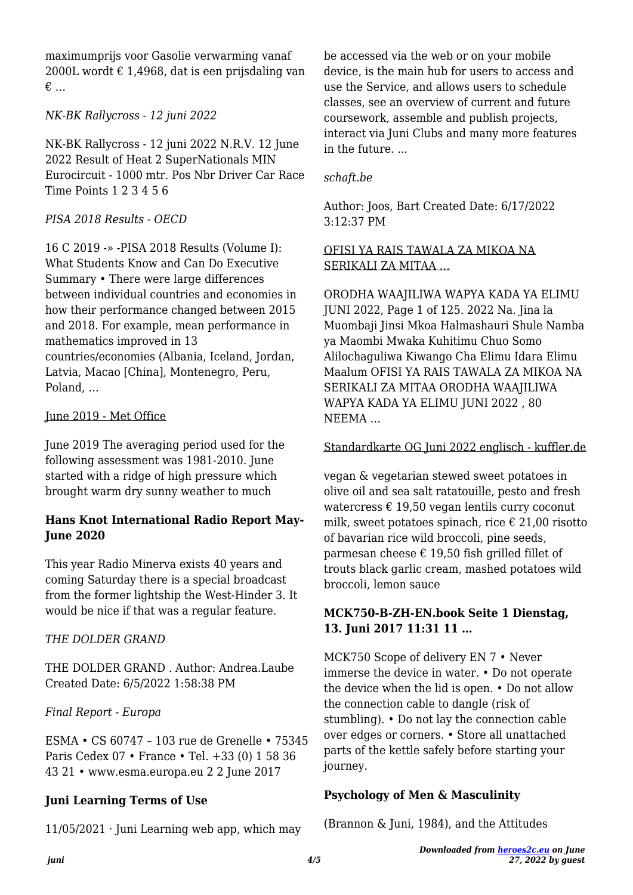maximumprijs voor Gasolie verwarming vanaf 2000L wordt € 1,4968, dat is een prijsdaling van € …

*NK-BK Rallycross - 12 juni 2022*

NK-BK Rallycross - 12 juni 2022 N.R.V. 12 June 2022 Result of Heat 2 SuperNationals MIN Eurocircuit - 1000 mtr. Pos Nbr Driver Car Race Time Points 1 2 3 4 5 6

*PISA 2018 Results - OECD*

16 C 2019 -» -PISA 2018 Results (Volume I): What Students Know and Can Do Executive Summary • There were large differences between individual countries and economies in how their performance changed between 2015 and 2018. For example, mean performance in mathematics improved in 13 countries/economies (Albania, Iceland, Jordan, Latvia, Macao [China], Montenegro, Peru, Poland, …

June 2019 - Met Office

June 2019 The averaging period used for the following assessment was 1981-2010. June started with a ridge of high pressure which brought warm dry sunny weather to much

**Hans Knot International Radio Report May-June 2020**

This year Radio Minerva exists 40 years and coming Saturday there is a special broadcast from the former lightship the West-Hinder 3. It would be nice if that was a regular feature.

*THE DOLDER GRAND*

THE DOLDER GRAND . Author: Andrea.Laube Created Date: 6/5/2022 1:58:38 PM

*Final Report - Europa*

ESMA • CS 60747 – 103 rue de Grenelle • 75345 Paris Cedex 07 • France • Tel. +33 (0) 1 58 36 43 21 • www.esma.europa.eu 2 2 June 2017

**Juni Learning Terms of Use**

11/05/2021 · Juni Learning web app, which may be accessed via the web or on your mobile device, is the main hub for users to access and use the Service, and allows users to schedule classes, see an overview of current and future coursework, assemble and publish projects, interact via Juni Clubs and many more features in the future. …

*schaft.be*

Author: Joos, Bart Created Date: 6/17/2022 3:12:37 PM

OFISI YA RAIS TAWALA ZA MIKOA NA SERIKALI ZA MITAA ...

ORODHA WAAJILIWA WAPYA KADA YA ELIMU JUNI 2022, Page 1 of 125. 2022 Na. Jina la Muombaji Jinsi Mkoa Halmashauri Shule Namba ya Maombi Mwaka Kuhitimu Chuo Somo Alilochaguliwa Kiwango Cha Elimu Idara Elimu Maalum OFISI YA RAIS TAWALA ZA MIKOA NA SERIKALI ZA MITAA ORODHA WAAJILIWA WAPYA KADA YA ELIMU JUNI 2022 , 80 NEEMA ...

Standardkarte OG Juni 2022 englisch - kuffler.de

vegan & vegetarian stewed sweet potatoes in olive oil and sea salt ratatouille, pesto and fresh watercress € 19,50 vegan lentils curry coconut milk, sweet potatoes spinach, rice € 21,00 risotto of bavarian rice wild broccoli, pine seeds, parmesan cheese € 19,50 fish grilled fillet of trouts black garlic cream, mashed potatoes wild broccoli, lemon sauce

**MCK750-B-ZH-EN.book Seite 1 Dienstag, 13. Juni 2017 11:31 11 …**

MCK750 Scope of delivery EN 7 • Never immerse the device in water. • Do not operate the device when the lid is open. • Do not allow the connection cable to dangle (risk of stumbling). • Do not lay the connection cable over edges or corners. • Store all unattached parts of the kettle safely before starting your journey.

**Psychology of Men & Masculinity**

(Brannon & Juni, 1984), and the Attitudes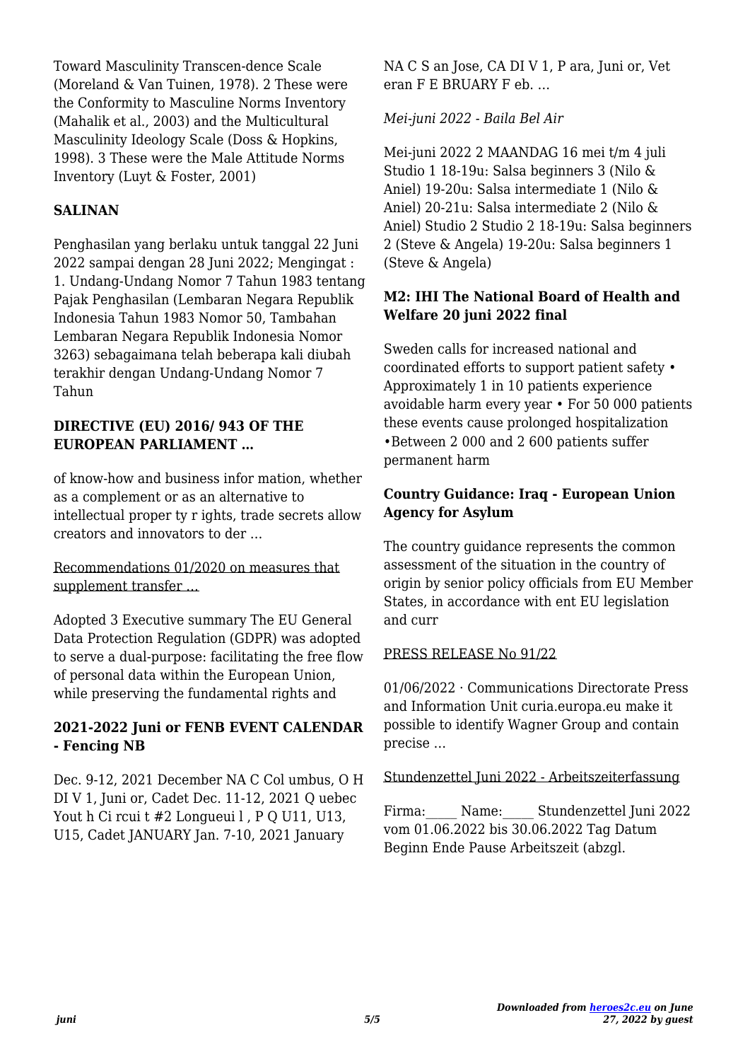Toward Masculinity Transcen-dence Scale (Moreland & Van Tuinen, 1978). 2 These were the Conformity to Masculine Norms Inventory (Mahalik et al., 2003) and the Multicultural Masculinity Ideology Scale (Doss & Hopkins, 1998). 3 These were the Male Attitude Norms Inventory (Luyt & Foster, 2001)

## SALINAN

Penghasilan yang berlaku untuk tanggal 22 Juni 2022 sampai dengan 28 Juni 2022; Mengingat : 1. Undang-Undang Nomor 7 Tahun 1983 tentang Pajak Penghasilan (Lembaran Negara Republik Indonesia Tahun 1983 Nomor 50, Tambahan Lembaran Negara Republik Indonesia Nomor 3263) sebagaimana telah beberapa kali diubah terakhir dengan Undang-Undang Nomor 7 Tahun

## DIRECTIVE (EU) 2016/ 943 OF THE EUROPEAN PARLIAMENT …

of know-how and business infor mation, whether as a complement or as an alternative to intellectual proper ty r ights, trade secrets allow creators and innovators to der …

Recommendations 01/2020 on measures that supplement transfer …

Adopted 3 Executive summary The EU General Data Protection Regulation (GDPR) was adopted to serve a dual-purpose: facilitating the free flow of personal data within the European Union, while preserving the fundamental rights and

## 2021-2022 Juni or FENB EVENT CALENDAR - Fencing NB

Dec. 9-12, 2021 December NA C Col umbus, O H DI V 1, Juni or, Cadet Dec. 11-12, 2021 Q uebec Yout h Ci rcui t #2 Longueui l , P Q U11, U13, U15, Cadet JANUARY Jan. 7-10, 2021 January NA C S an Jose, CA DI V 1, P ara, Juni or, Vet eran F E BRUARY F eb. …

*Mei-juni 2022 - Baila Bel Air*

Mei-juni 2022 2 MAANDAG 16 mei t/m 4 juli Studio 1 18-19u: Salsa beginners 3 (Nilo & Aniel) 19-20u: Salsa intermediate 1 (Nilo & Aniel) 20-21u: Salsa intermediate 2 (Nilo & Aniel) Studio 2 Studio 2 18-19u: Salsa beginners 2 (Steve & Angela) 19-20u: Salsa beginners 1 (Steve & Angela)

## M2: IHI The National Board of Health and Welfare 20 juni 2022 final

Sweden calls for increased national and coordinated efforts to support patient safety • Approximately 1 in 10 patients experience avoidable harm every year • For 50 000 patients these events cause prolonged hospitalization •Between 2 000 and 2 600 patients suffer permanent harm

## Country Guidance: Iraq - European Union Agency for Asylum

The country guidance represents the common assessment of the situation in the country of origin by senior policy officials from EU Member States, in accordance with ent EU legislation and curr

PRESS RELEASE No 91/22

01/06/2022 · Communications Directorate Press and Information Unit curia.europa.eu make it possible to identify Wagner Group and contain precise …

Stundenzettel Juni 2022 - Arbeitszeiterfassung

Firma:_____ Name:_____ Stundenzettel Juni 2022 vom 01.06.2022 bis 30.06.2022 Tag Datum Beginn Ende Pause Arbeitszeit (abzgl.